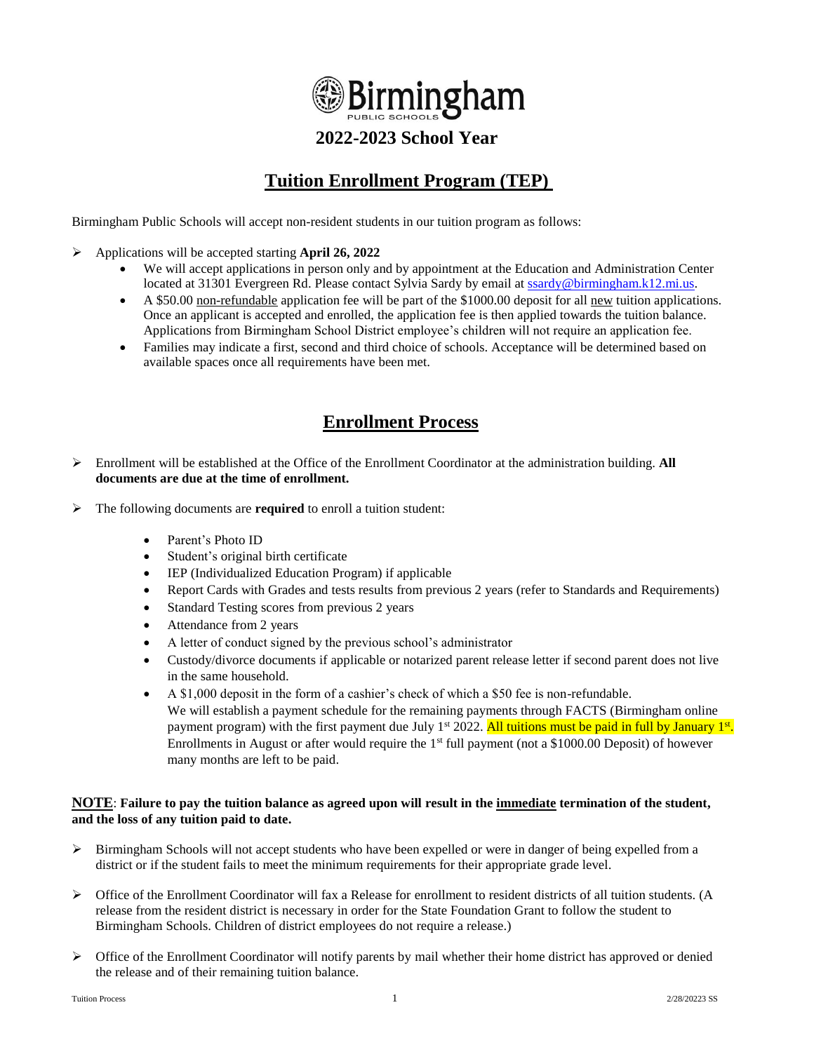# Birmingham
PUBLIC SCHOOLS

## 2022-2023 School Year

## Tuition Enrollment Program (TEP)

Birmingham Public Schools will accept non-resident students in our tuition program as follows:

- Applications will be accepted starting **April 26, 2022**
  - We will accept applications in person only and by appointment at the Education and Administration Center located at 31301 Evergreen Rd. Please contact Sylvia Sardy by email at ssardy@birmingham.k12.mi.us.
  - A $50.00 non-refundable application fee will be part of the $1000.00 deposit for all new tuition applications. Once an applicant is accepted and enrolled, the application fee is then applied towards the tuition balance. Applications from Birmingham School District employee's children will not require an application fee.
  - Families may indicate a first, second and third choice of schools. Acceptance will be determined based on available spaces once all requirements have been met.

## Enrollment Process

- Enrollment will be established at the Office of the Enrollment Coordinator at the administration building. **All documents are due at the time of enrollment.**
- The following documents are **required** to enroll a tuition student:
  - Parent's Photo ID
  - Student's original birth certificate
  - IEP (Individualized Education Program) if applicable
  - Report Cards with Grades and tests results from previous 2 years (refer to Standards and Requirements)
  - Standard Testing scores from previous 2 years
  - Attendance from 2 years
  - A letter of conduct signed by the previous school's administrator
  - Custody/divorce documents if applicable or notarized parent release letter if second parent does not live in the same household.
  - A $1,000 deposit in the form of a cashier's check of which a $50 fee is non-refundable. We will establish a payment schedule for the remaining payments through FACTS (Birmingham online payment program) with the first payment due July 1st 2022. All tuitions must be paid in full by January 1st. Enrollments in August or after would require the 1st full payment (not a $1000.00 Deposit) of however many months are left to be paid.

**NOTE**: **Failure to pay the tuition balance as agreed upon will result in the immediate termination of the student, and the loss of any tuition paid to date.**

- Birmingham Schools will not accept students who have been expelled or were in danger of being expelled from a district or if the student fails to meet the minimum requirements for their appropriate grade level.
- Office of the Enrollment Coordinator will fax a Release for enrollment to resident districts of all tuition students. (A release from the resident district is necessary in order for the State Foundation Grant to follow the student to Birmingham Schools. Children of district employees do not require a release.)
- Office of the Enrollment Coordinator will notify parents by mail whether their home district has approved or denied the release and of their remaining tuition balance.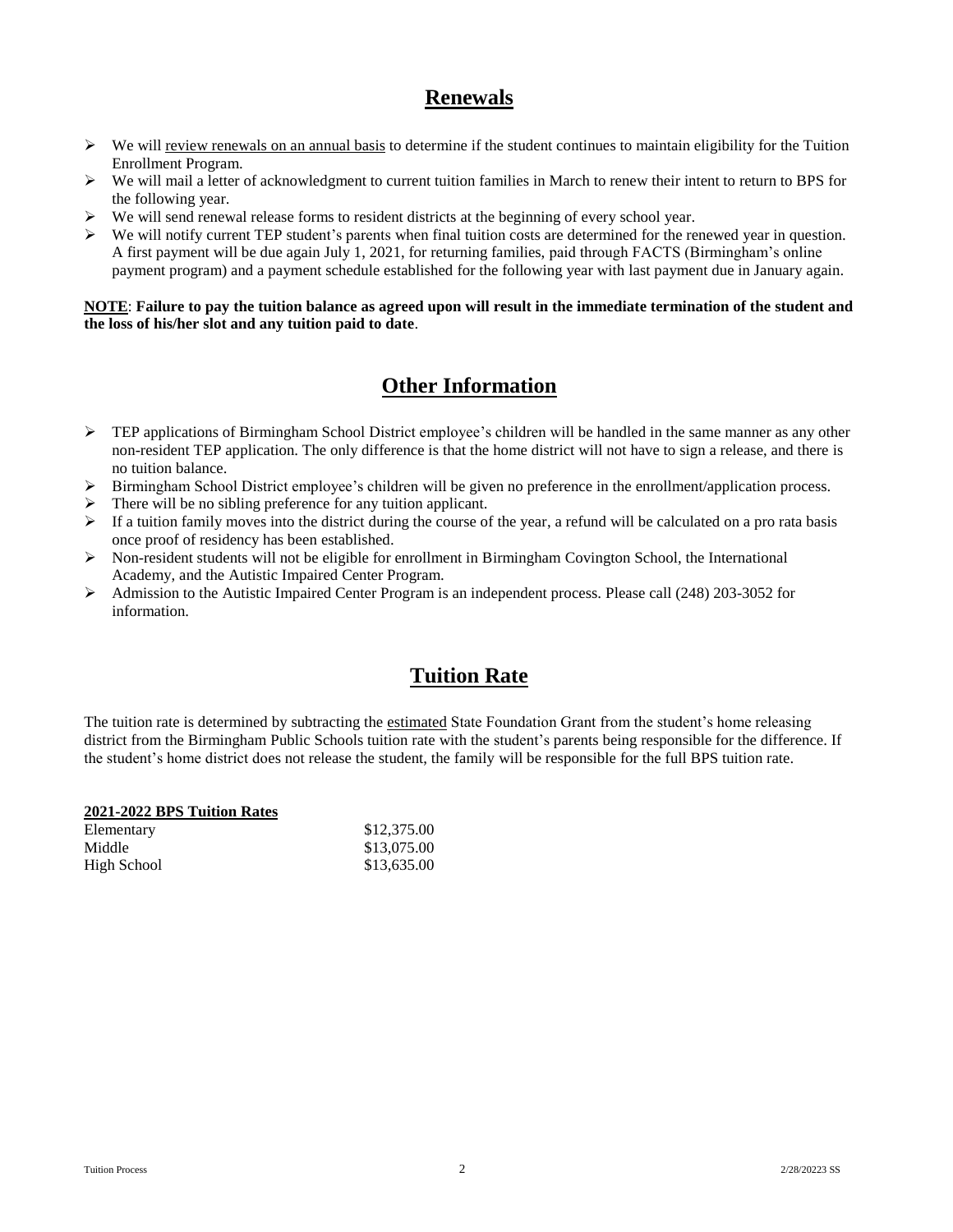## Renewals

- We will review renewals on an annual basis to determine if the student continues to maintain eligibility for the Tuition Enrollment Program.
- We will mail a letter of acknowledgment to current tuition families in March to renew their intent to return to BPS for the following year.
- We will send renewal release forms to resident districts at the beginning of every school year.
- We will notify current TEP student's parents when final tuition costs are determined for the renewed year in question. A first payment will be due again July 1, 2021, for returning families, paid through FACTS (Birmingham's online payment program) and a payment schedule established for the following year with last payment due in January again.

**NOTE**: **Failure to pay the tuition balance as agreed upon will result in the immediate termination of the student and the loss of his/her slot and any tuition paid to date**.

## Other Information

- TEP applications of Birmingham School District employee's children will be handled in the same manner as any other non-resident TEP application. The only difference is that the home district will not have to sign a release, and there is no tuition balance.
- Birmingham School District employee's children will be given no preference in the enrollment/application process.
- There will be no sibling preference for any tuition applicant.
- If a tuition family moves into the district during the course of the year, a refund will be calculated on a pro rata basis once proof of residency has been established.
- Non-resident students will not be eligible for enrollment in Birmingham Covington School, the International Academy, and the Autistic Impaired Center Program.
- Admission to the Autistic Impaired Center Program is an independent process. Please call (248) 203-3052 for information.

## Tuition Rate

The tuition rate is determined by subtracting the estimated State Foundation Grant from the student's home releasing district from the Birmingham Public Schools tuition rate with the student's parents being responsible for the difference. If the student's home district does not release the student, the family will be responsible for the full BPS tuition rate.

**2021-2022 BPS Tuition Rates**

| | |
|---|---|
| Elementary | $12,375.00 |
| Middle | $13,075.00 |
| High School | $13,635.00 |